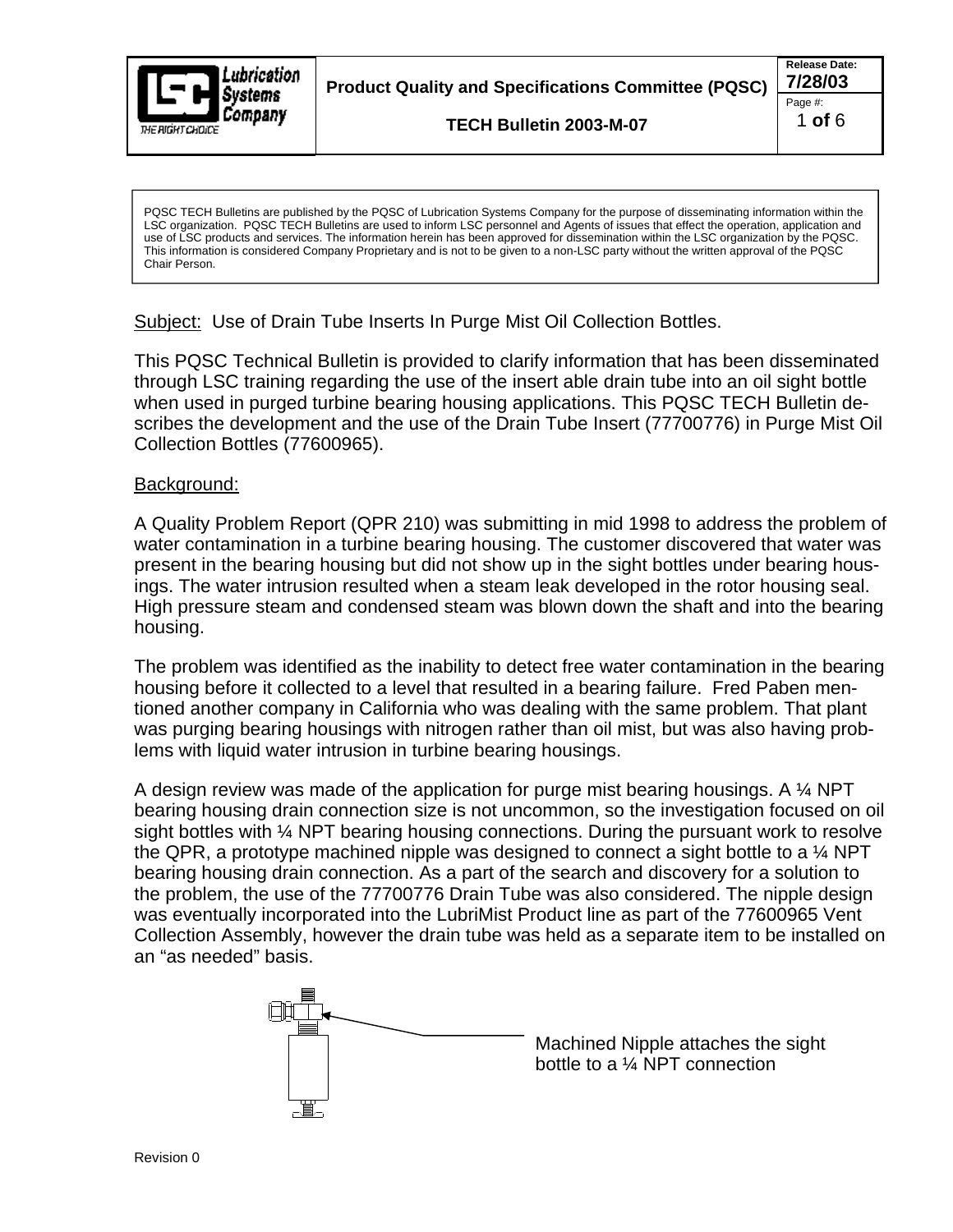**Product Quality and Specifications Committee (PQSC)**

**TECH Bulletin 2003-M-07**

**Release Date: 7/28/03**

PQSC TECH Bulletins are published by the PQSC of Lubrication Systems Company for the purpose of disseminating information within the LSC organization. PQSC TECH Bulletins are used to inform LSC personnel and Agents of issues that effect the operation, application and use of LSC products and services. The information herein has been approved for dissemination within the LSC organization by the PQSC. This information is considered Company Proprietary and is not to be given to a non-LSC party without the written approval of the PQSC Chair Person.

Subject: Use of Drain Tube Inserts In Purge Mist Oil Collection Bottles.

This PQSC Technical Bulletin is provided to clarify information that has been disseminated through LSC training regarding the use of the insert able drain tube into an oil sight bottle when used in purged turbine bearing housing applications. This PQSC TECH Bulletin describes the development and the use of the Drain Tube Insert (77700776) in Purge Mist Oil Collection Bottles (77600965).

Background:

A Quality Problem Report (QPR 210) was submitting in mid 1998 to address the problem of water contamination in a turbine bearing housing. The customer discovered that water was present in the bearing housing but did not show up in the sight bottles under bearing housings. The water intrusion resulted when a steam leak developed in the rotor housing seal. High pressure steam and condensed steam was blown down the shaft and into the bearing housing.

The problem was identified as the inability to detect free water contamination in the bearing housing before it collected to a level that resulted in a bearing failure. Fred Paben mentioned another company in California who was dealing with the same problem. That plant was purging bearing housings with nitrogen rather than oil mist, but was also having problems with liquid water intrusion in turbine bearing housings.

A design review was made of the application for purge mist bearing housings. A ¼ NPT bearing housing drain connection size is not uncommon, so the investigation focused on oil sight bottles with ¼ NPT bearing housing connections. During the pursuant work to resolve the QPR, a prototype machined nipple was designed to connect a sight bottle to a ¼ NPT bearing housing drain connection. As a part of the search and discovery for a solution to the problem, the use of the 77700776 Drain Tube was also considered. The nipple design was eventually incorporated into the LubriMist Product line as part of the 77600965 Vent Collection Assembly, however the drain tube was held as a separate item to be installed on an "as needed" basis.

Machined Nipple attaches the sight bottle to a ¼ NPT connection

Revision 0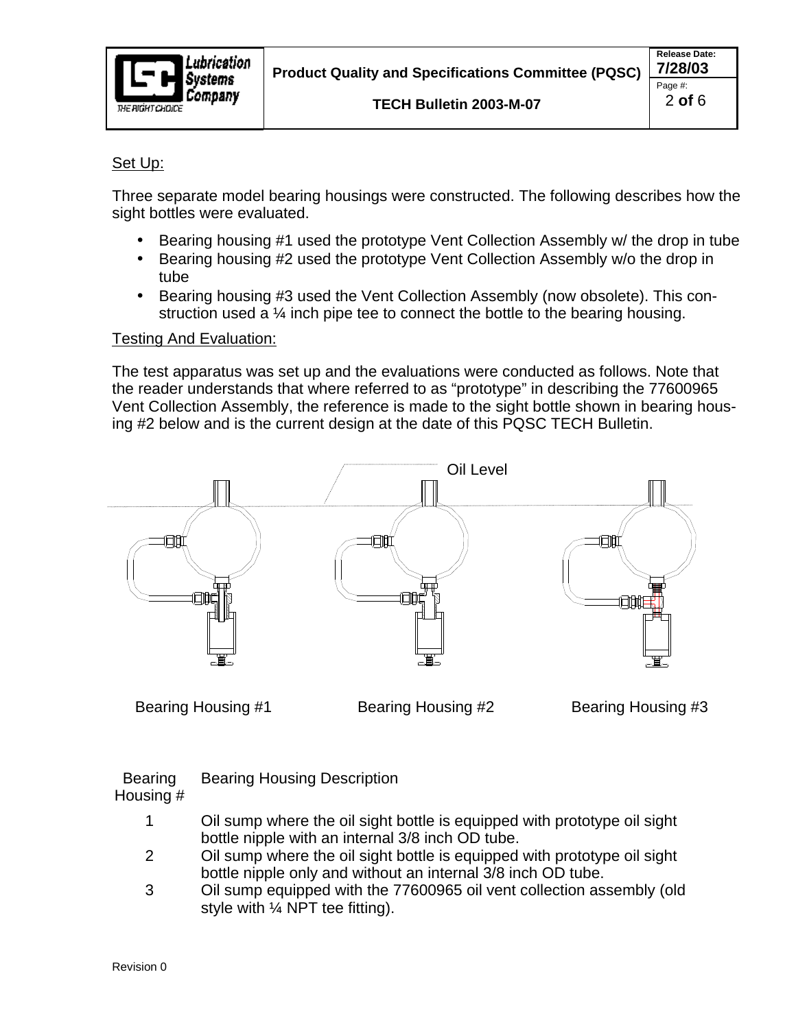Set Up:

Three separate model bearing housings were constructed. The following describes how the sight bottles were evaluated.

- Bearing housing #1 used the prototype Vent Collection Assembly w/ the drop in tube
- Bearing housing #2 used the prototype Vent Collection Assembly w/o the drop in tube
- Bearing housing #3 used the Vent Collection Assembly (now obsolete). This construction used a ¼ inch pipe tee to connect the bottle to the bearing housing.

Testing And Evaluation:

The test apparatus was set up and the evaluations were conducted as follows. Note that the reader understands that where referred to as "prototype" in describing the 77600965 Vent Collection Assembly, the reference is made to the sight bottle shown in bearing housing #2 below and is the current design at the date of this PQSC TECH Bulletin.

Oil Level

Bearing Housing #1 Bearing Housing #2 Bearing Housing #3

| Bearing Housing # | Bearing Housing Description |
|---|---|
| 1 | Oil sump where the oil sight bottle is equipped with prototype oil sight bottle nipple with an internal 3/8 inch OD tube. |
| 2 | Oil sump where the oil sight bottle is equipped with prototype oil sight bottle nipple only and without an internal 3/8 inch OD tube. |
| 3 | Oil sump equipped with the 77600965 oil vent collection assembly (old style with ¼ NPT tee fitting). |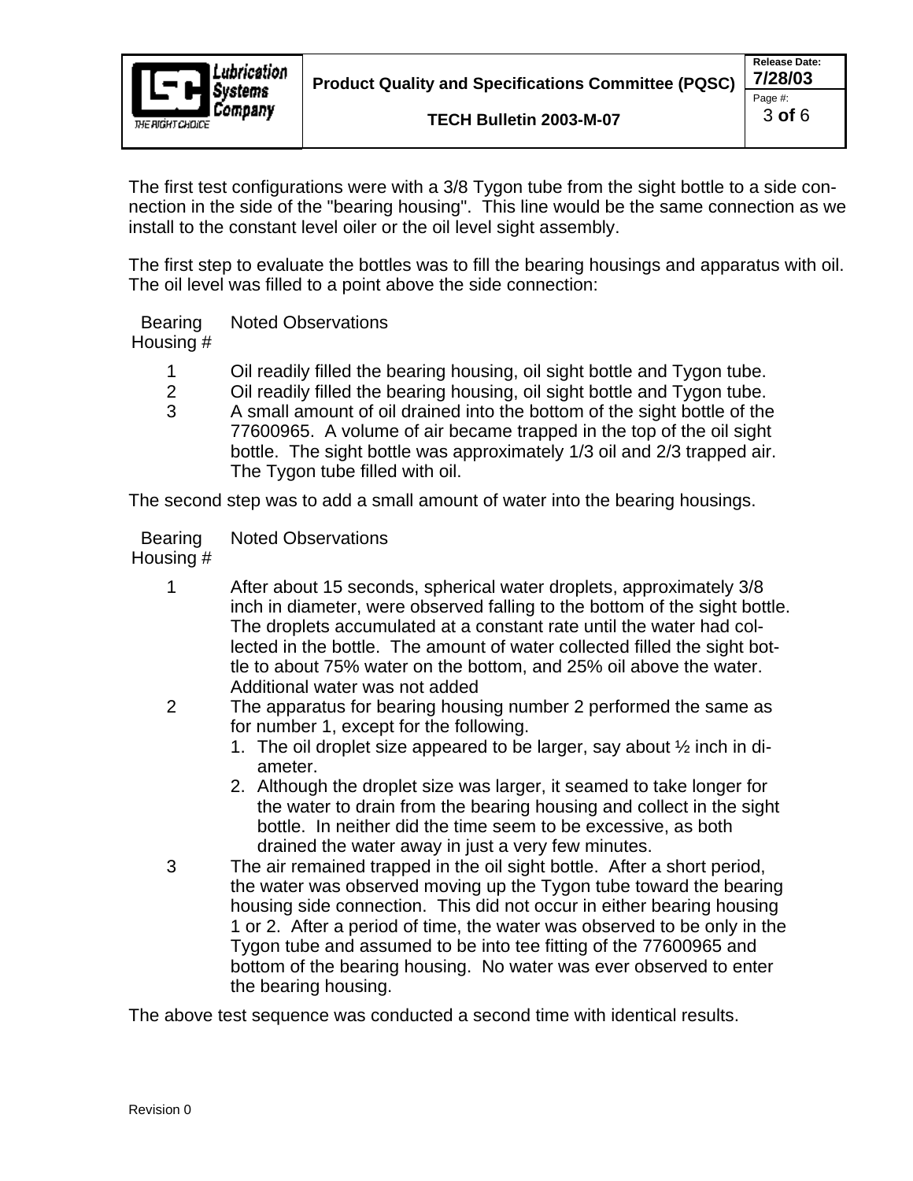The first test configurations were with a 3/8 Tygon tube from the sight bottle to a side connection in the side of the "bearing housing". This line would be the same connection as we install to the constant level oiler or the oil level sight assembly.

The first step to evaluate the bottles was to fill the bearing housings and apparatus with oil. The oil level was filled to a point above the side connection:

| Bearing Housing # | Noted Observations |
|---|---|
| 1 | Oil readily filled the bearing housing, oil sight bottle and Tygon tube. |
| 2 | Oil readily filled the bearing housing, oil sight bottle and Tygon tube. |
| 3 | A small amount of oil drained into the bottom of the sight bottle of the 77600965. A volume of air became trapped in the top of the oil sight bottle. The sight bottle was approximately 1/3 oil and 2/3 trapped air. The Tygon tube filled with oil. |

The second step was to add a small amount of water into the bearing housings.

| Bearing Housing # | Noted Observations |
|---|---|
| 1 | After about 15 seconds, spherical water droplets, approximately 3/8 inch in diameter, were observed falling to the bottom of the sight bottle. The droplets accumulated at a constant rate until the water had collected in the bottle. The amount of water collected filled the sight bottle to about 75% water on the bottom, and 25% oil above the water. Additional water was not added |
| 2 | The apparatus for bearing housing number 2 performed the same as for number 1, except for the following.<br>1. The oil droplet size appeared to be larger, say about ½ inch in diameter.<br>2. Although the droplet size was larger, it seamed to take longer for the water to drain from the bearing housing and collect in the sight bottle. In neither did the time seem to be excessive, as both drained the water away in just a very few minutes. |
| 3 | The air remained trapped in the oil sight bottle. After a short period, the water was observed moving up the Tygon tube toward the bearing housing side connection. This did not occur in either bearing housing 1 or 2. After a period of time, the water was observed to be only in the Tygon tube and assumed to be into tee fitting of the 77600965 and bottom of the bearing housing. No water was ever observed to enter the bearing housing. |

The above test sequence was conducted a second time with identical results.

Revision 0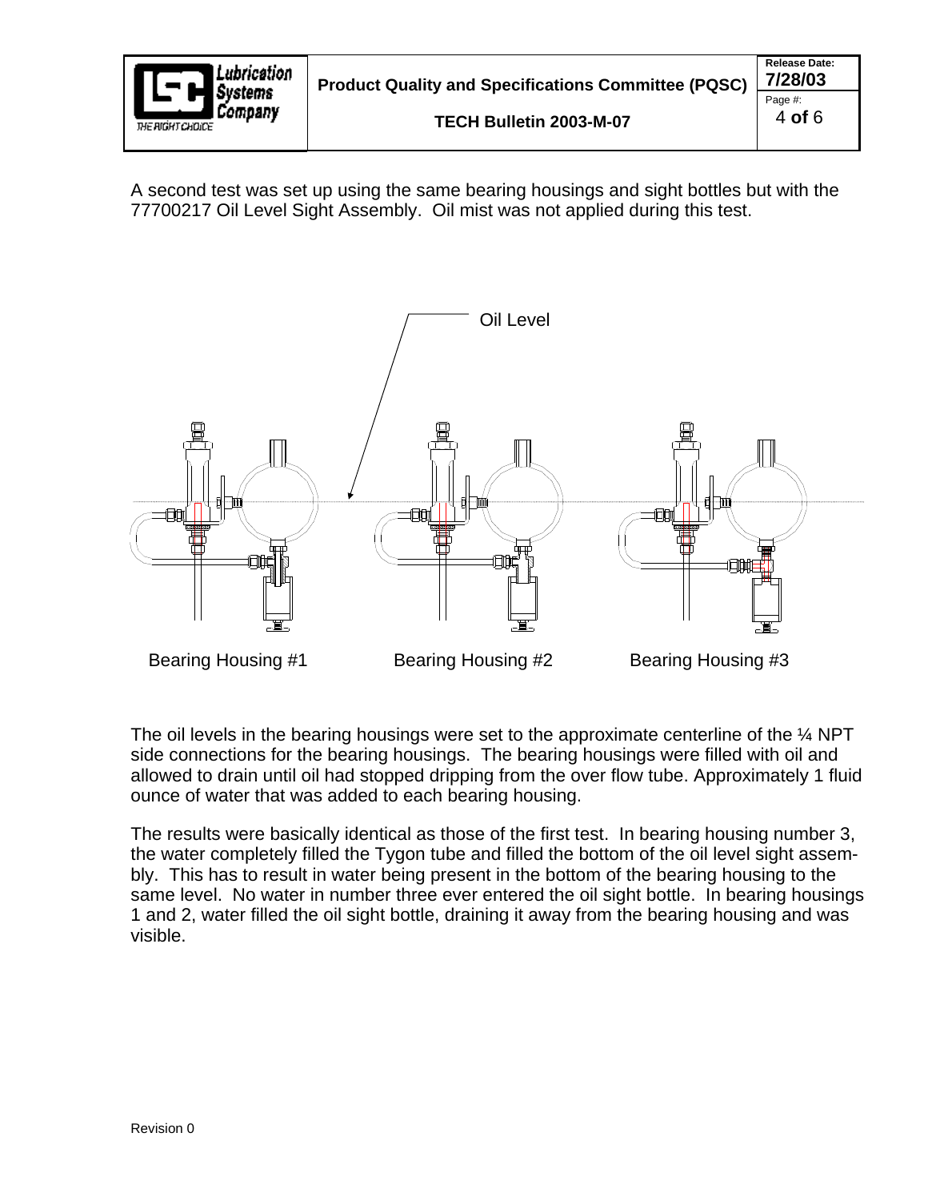A second test was set up using the same bearing housings and sight bottles but with the 77700217 Oil Level Sight Assembly. Oil mist was not applied during this test.

Oil Level

Bearing Housing #1 Bearing Housing #2 Bearing Housing #3

The oil levels in the bearing housings were set to the approximate centerline of the ¼ NPT side connections for the bearing housings. The bearing housings were filled with oil and allowed to drain until oil had stopped dripping from the over flow tube. Approximately 1 fluid ounce of water that was added to each bearing housing.

The results were basically identical as those of the first test. In bearing housing number 3, the water completely filled the Tygon tube and filled the bottom of the oil level sight assembly. This has to result in water being present in the bottom of the bearing housing to the same level. No water in number three ever entered the oil sight bottle. In bearing housings 1 and 2, water filled the oil sight bottle, draining it away from the bearing housing and was visible.

Revision 0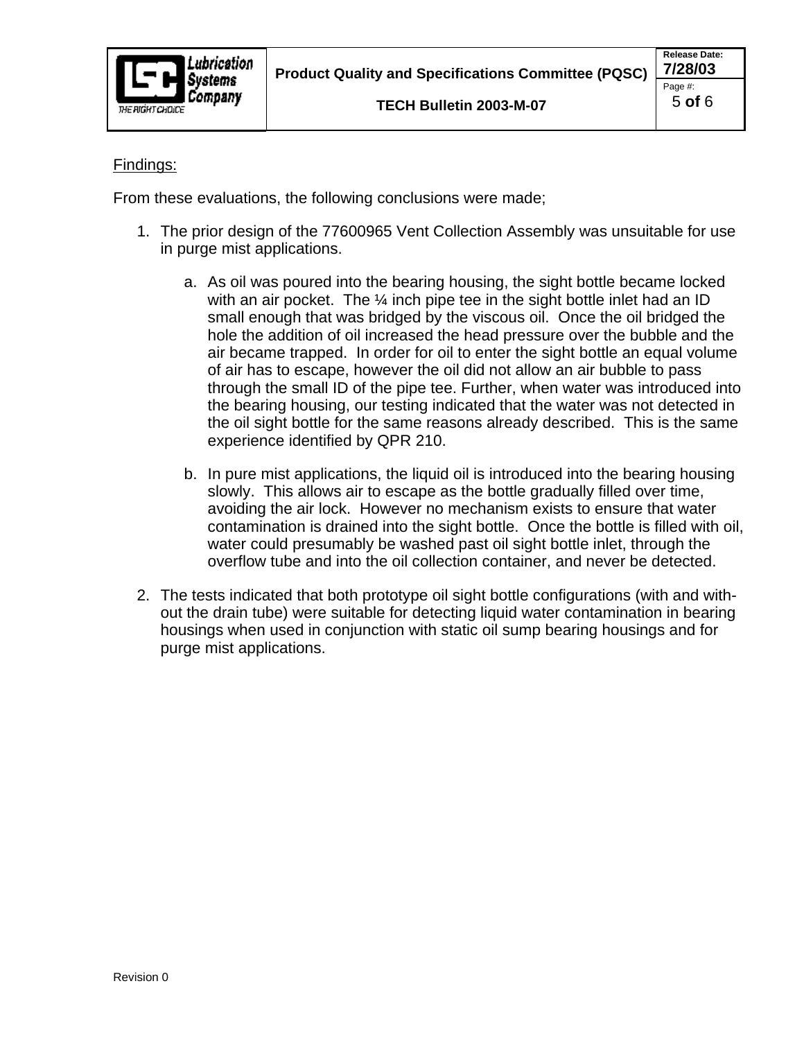Findings:

From these evaluations, the following conclusions were made;

1. The prior design of the 77600965 Vent Collection Assembly was unsuitable for use in purge mist applications.

    a. As oil was poured into the bearing housing, the sight bottle became locked with an air pocket. The ¼ inch pipe tee in the sight bottle inlet had an ID small enough that was bridged by the viscous oil. Once the oil bridged the hole the addition of oil increased the head pressure over the bubble and the air became trapped. In order for oil to enter the sight bottle an equal volume of air has to escape, however the oil did not allow an air bubble to pass through the small ID of the pipe tee. Further, when water was introduced into the bearing housing, our testing indicated that the water was not detected in the oil sight bottle for the same reasons already described. This is the same experience identified by QPR 210.

    b. In pure mist applications, the liquid oil is introduced into the bearing housing slowly. This allows air to escape as the bottle gradually filled over time, avoiding the air lock. However no mechanism exists to ensure that water contamination is drained into the sight bottle. Once the bottle is filled with oil, water could presumably be washed past oil sight bottle inlet, through the overflow tube and into the oil collection container, and never be detected.

2. The tests indicated that both prototype oil sight bottle configurations (with and without the drain tube) were suitable for detecting liquid water contamination in bearing housings when used in conjunction with static oil sump bearing housings and for purge mist applications.

Revision 0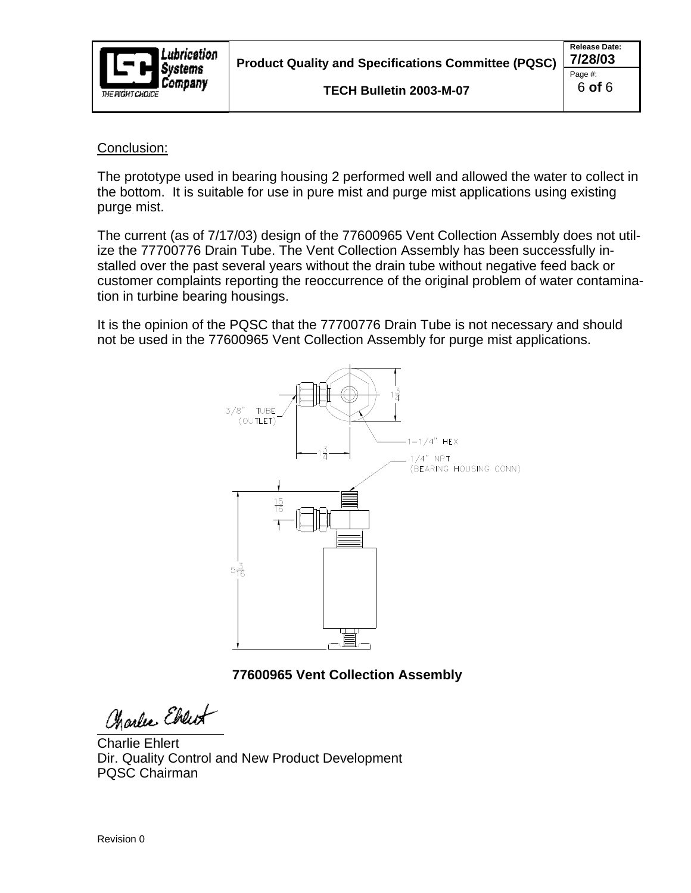## Conclusion:

The prototype used in bearing housing 2 performed well and allowed the water to collect in the bottom. It is suitable for use in pure mist and purge mist applications using existing purge mist.

The current (as of 7/17/03) design of the 77600965 Vent Collection Assembly does not utilize the 77700776 Drain Tube. The Vent Collection Assembly has been successfully installed over the past several years without the drain tube without negative feed back or customer complaints reporting the reoccurrence of the original problem of water contamination in turbine bearing housings.

It is the opinion of the PQSC that the 77700776 Drain Tube is not necessary and should not be used in the 77600965 Vent Collection Assembly for purge mist applications.

3/8" TUBE (OUTLET)

$1\frac{3}{4}$

$1\frac{3}{4}$

1-1/4" HEX

1/4" NPT (BEARING HOUSING CONN)

$\frac{15}{16}$

$5\frac{3}{16}$

**77600965 Vent Collection Assembly**

Charlie Ehlert
Dir. Quality Control and New Product Development
PQSC Chairman

Revision 0